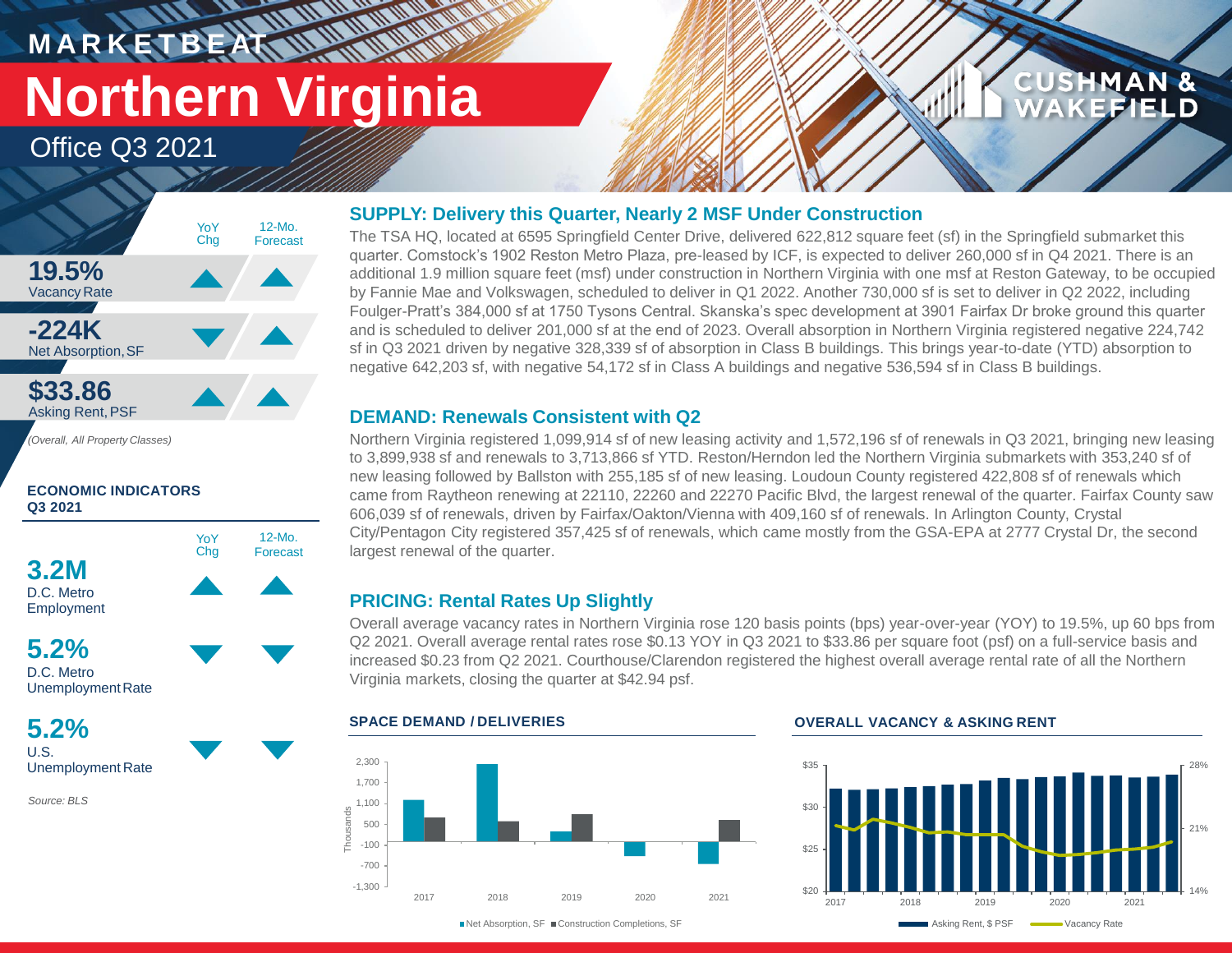# MARKETBEAT

# Northern Virginia

## Office Q3 2021

CUSHMAN & WAKEFIELD

| | YoY Chg | 12-Mo. Forecast |
|---|---|---|
| **19.5%** Vacancy Rate | ▲ | ▲ |
| **-224K** Net Absorption, SF | ▼ | ▲ |
| **$33.86** Asking Rent, PSF | ▲ | ▲ |

*(Overall, All Property Classes)*

**ECONOMIC INDICATORS Q3 2021**

| | YoY Chg | 12-Mo. Forecast |
|---|---|---|
| **3.2M** D.C. Metro Employment | ▲ | ▲ |
| **5.2%** D.C. Metro Unemployment Rate | ▼ | ▼ |
| **5.2%** U.S. Unemployment Rate | ▼ | ▼ |

*Source: BLS*

### SUPPLY: Delivery this Quarter, Nearly 2 MSF Under Construction

The TSA HQ, located at 6595 Springfield Center Drive, delivered 622,812 square feet (sf) in the Springfield submarket this quarter. Comstock's 1902 Reston Metro Plaza, pre-leased by ICF, is expected to deliver 260,000 sf in Q4 2021. There is an additional 1.9 million square feet (msf) under construction in Northern Virginia with one msf at Reston Gateway, to be occupied by Fannie Mae and Volkswagen, scheduled to deliver in Q1 2022. Another 730,000 sf is set to deliver in Q2 2022, including Foulger-Pratt's 384,000 sf at 1750 Tysons Central. Skanska's spec development at 3901 Fairfax Dr broke ground this quarter and is scheduled to deliver 201,000 sf at the end of 2023. Overall absorption in Northern Virginia registered negative 224,742 sf in Q3 2021 driven by negative 328,339 sf of absorption in Class B buildings. This brings year-to-date (YTD) absorption to negative 642,203 sf, with negative 54,172 sf in Class A buildings and negative 536,594 sf in Class B buildings.

### DEMAND: Renewals Consistent with Q2

Northern Virginia registered 1,099,914 sf of new leasing activity and 1,572,196 sf of renewals in Q3 2021, bringing new leasing to 3,899,938 sf and renewals to 3,713,866 sf YTD. Reston/Herndon led the Northern Virginia submarkets with 353,240 sf of new leasing followed by Ballston with 255,185 sf of new leasing. Loudoun County registered 422,808 sf of renewals which came from Raytheon renewing at 22110, 22260 and 22270 Pacific Blvd, the largest renewal of the quarter. Fairfax County saw 606,039 sf of renewals, driven by Fairfax/Oakton/Vienna with 409,160 sf of renewals. In Arlington County, Crystal City/Pentagon City registered 357,425 sf of renewals, which came mostly from the GSA-EPA at 2777 Crystal Dr, the second largest renewal of the quarter.

### PRICING: Rental Rates Up Slightly

Overall average vacancy rates in Northern Virginia rose 120 basis points (bps) year-over-year (YOY) to 19.5%, up 60 bps from Q2 2021. Overall average rental rates rose $0.13 YOY in Q3 2021 to $33.86 per square foot (psf) on a full-service basis and increased $0.23 from Q2 2021. Courthouse/Clarendon registered the highest overall average rental rate of all the Northern Virginia markets, closing the quarter at $42.94 psf.

**SPACE DEMAND / DELIVERIES**

Net Absorption, SF / Construction Completions, SF (Thousands), 2017–2021

**OVERALL VACANCY & ASKING RENT**

Asking Rent, $ PSF / Vacancy Rate, 2017–2021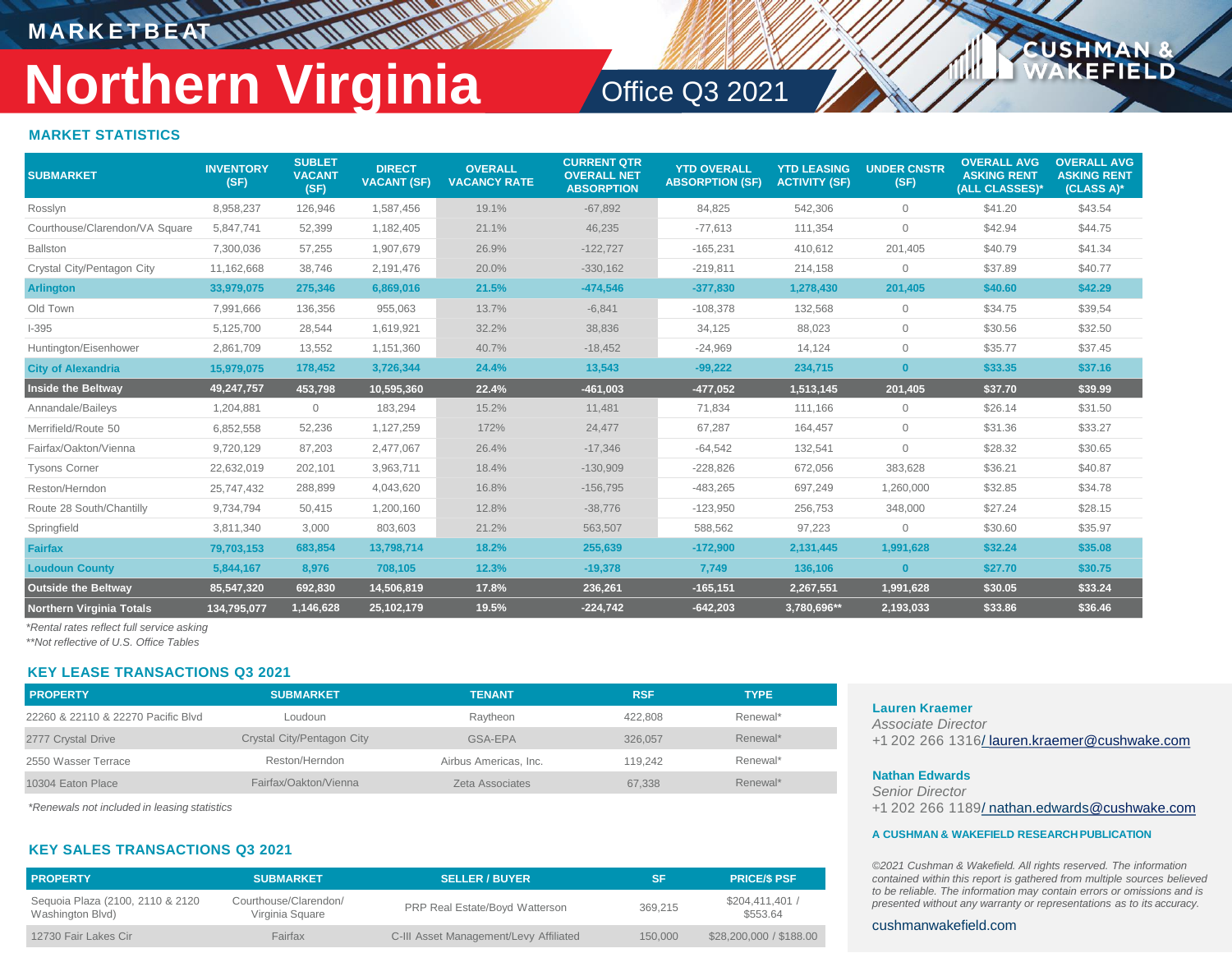# MARKETBEAT

# Northern Virginia

## Office Q3 2021

### MARKET STATISTICS

| SUBMARKET | INVENTORY (SF) | SUBLET VACANT (SF) | DIRECT VACANT (SF) | OVERALL VACANCY RATE | CURRENT QTR OVERALL NET ABSORPTION | YTD OVERALL ABSORPTION (SF) | YTD LEASING ACTIVITY (SF) | UNDER CNSTR (SF) | OVERALL AVG ASKING RENT (ALL CLASSES)* | OVERALL AVG ASKING RENT (CLASS A)* |
|---|---|---|---|---|---|---|---|---|---|---|
| Rosslyn | 8,958,237 | 126,946 | 1,587,456 | 19.1% | -67,892 | 84,825 | 542,306 | 0 | $41.20 | $43.54 |
| Courthouse/Clarendon/VA Square | 5,847,741 | 52,399 | 1,182,405 | 21.1% | 46,235 | -77,613 | 111,354 | 0 | $42.94 | $44.75 |
| Ballston | 7,300,036 | 57,255 | 1,907,679 | 26.9% | -122,727 | -165,231 | 410,612 | 201,405 | $40.79 | $41.34 |
| Crystal City/Pentagon City | 11,162,668 | 38,746 | 2,191,476 | 20.0% | -330,162 | -219,811 | 214,158 | 0 | $37.89 | $40.77 |
| **Arlington** | **33,979,075** | **275,346** | **6,869,016** | **21.5%** | **-474,546** | **-377,830** | **1,278,430** | **201,405** | **$40.60** | **$42.29** |
| Old Town | 7,991,666 | 136,356 | 955,063 | 13.7% | -6,841 | -108,378 | 132,568 | 0 | $34.75 | $39,54 |
| I-395 | 5,125,700 | 28,544 | 1,619,921 | 32.2% | 38,836 | 34,125 | 88,023 | 0 | $30.56 | $32.50 |
| Huntington/Eisenhower | 2,861,709 | 13,552 | 1,151,360 | 40.7% | -18,452 | -24,969 | 14,124 | 0 | $35.77 | $37.45 |
| **City of Alexandria** | **15,979,075** | **178,452** | **3,726,344** | **24.4%** | **13,543** | **-99,222** | **234,715** | **0** | **$33.35** | **$37.16** |
| **Inside the Beltway** | **49,247,757** | **453,798** | **10,595,360** | **22.4%** | **-461,003** | **-477,052** | **1,513,145** | **201,405** | **$37.70** | **$39.99** |
| Annandale/Baileys | 1,204,881 | 0 | 183,294 | 15.2% | 11,481 | 71,834 | 111,166 | 0 | $26.14 | $31.50 |
| Merrifield/Route 50 | 6,852,558 | 52,236 | 1,127,259 | 172% | 24,477 | 67,287 | 164,457 | 0 | $31.36 | $33.27 |
| Fairfax/Oakton/Vienna | 9,720,129 | 87,203 | 2,477,067 | 26.4% | -17,346 | -64,542 | 132,541 | 0 | $28.32 | $30.65 |
| Tysons Corner | 22,632,019 | 202,101 | 3,963,711 | 18.4% | -130,909 | -228,826 | 672,056 | 383,628 | $36.21 | $40.87 |
| Reston/Herndon | 25,747,432 | 288,899 | 4,043,620 | 16.8% | -156,795 | -483,265 | 697,249 | 1,260,000 | $32.85 | $34.78 |
| Route 28 South/Chantilly | 9,734,794 | 50,415 | 1,200,160 | 12.8% | -38,776 | -123,950 | 256,753 | 348,000 | $27.24 | $28.15 |
| Springfield | 3,811,340 | 3,000 | 803,603 | 21.2% | 563,507 | 588,562 | 97,223 | 0 | $30.60 | $35.97 |
| **Fairfax** | **79,703,153** | **683,854** | **13,798,714** | **18.2%** | **255,639** | **-172,900** | **2,131,445** | **1,991,628** | **$32.24** | **$35.08** |
| **Loudoun County** | **5,844,167** | **8,976** | **708,105** | **12.3%** | **-19,378** | **7,749** | **136,106** | **0** | **$27.70** | **$30.75** |
| **Outside the Beltway** | **85,547,320** | **692,830** | **14,506,819** | **17.8%** | **236,261** | **-165,151** | **2,267,551** | **1,991,628** | **$30.05** | **$33.24** |
| **Northern Virginia Totals** | **134,795,077** | **1,146,628** | **25,102,179** | **19.5%** | **-224,742** | **-642,203** | **3,780,696**** | **2,193,033** | **$33.86** | **$36.46** |

*Rental rates reflect full service asking

**Not reflective of U.S. Office Tables

### KEY LEASE TRANSACTIONS Q3 2021

| PROPERTY | SUBMARKET | TENANT | RSF | TYPE |
|---|---|---|---|---|
| 22260 & 22110 & 22270 Pacific Blvd | Loudoun | Raytheon | 422,808 | Renewal* |
| 2777 Crystal Drive | Crystal City/Pentagon City | GSA-EPA | 326,057 | Renewal* |
| 2550 Wasser Terrace | Reston/Herndon | Airbus Americas, Inc. | 119,242 | Renewal* |
| 10304 Eaton Place | Fairfax/Oakton/Vienna | Zeta Associates | 67,338 | Renewal* |

*Renewals not included in leasing statistics

### KEY SALES TRANSACTIONS Q3 2021

| PROPERTY | SUBMARKET | SELLER / BUYER | SF | PRICE/$ PSF |
|---|---|---|---|---|
| Sequoia Plaza (2100, 2110 & 2120 Washington Blvd) | Courthouse/Clarendon/ Virginia Square | PRP Real Estate/Boyd Watterson | 369,215 | $204,411,401 / $553.64 |
| 12730 Fair Lakes Cir | Fairfax | C-III Asset Management/Levy Affiliated | 150,000 | $28,200,000 / $188.00 |

**Lauren Kraemer**
*Associate Director*
+1 202 266 1316/ lauren.kraemer@cushwake.com

**Nathan Edwards**
*Senior Director*
+1 202 266 1189/ nathan.edwards@cushwake.com

**A CUSHMAN & WAKEFIELD RESEARCH PUBLICATION**

*©2021 Cushman & Wakefield. All rights reserved. The information contained within this report is gathered from multiple sources believed to be reliable. The information may contain errors or omissions and is presented without any warranty or representations as to its accuracy.*

cushmanwakefield.com